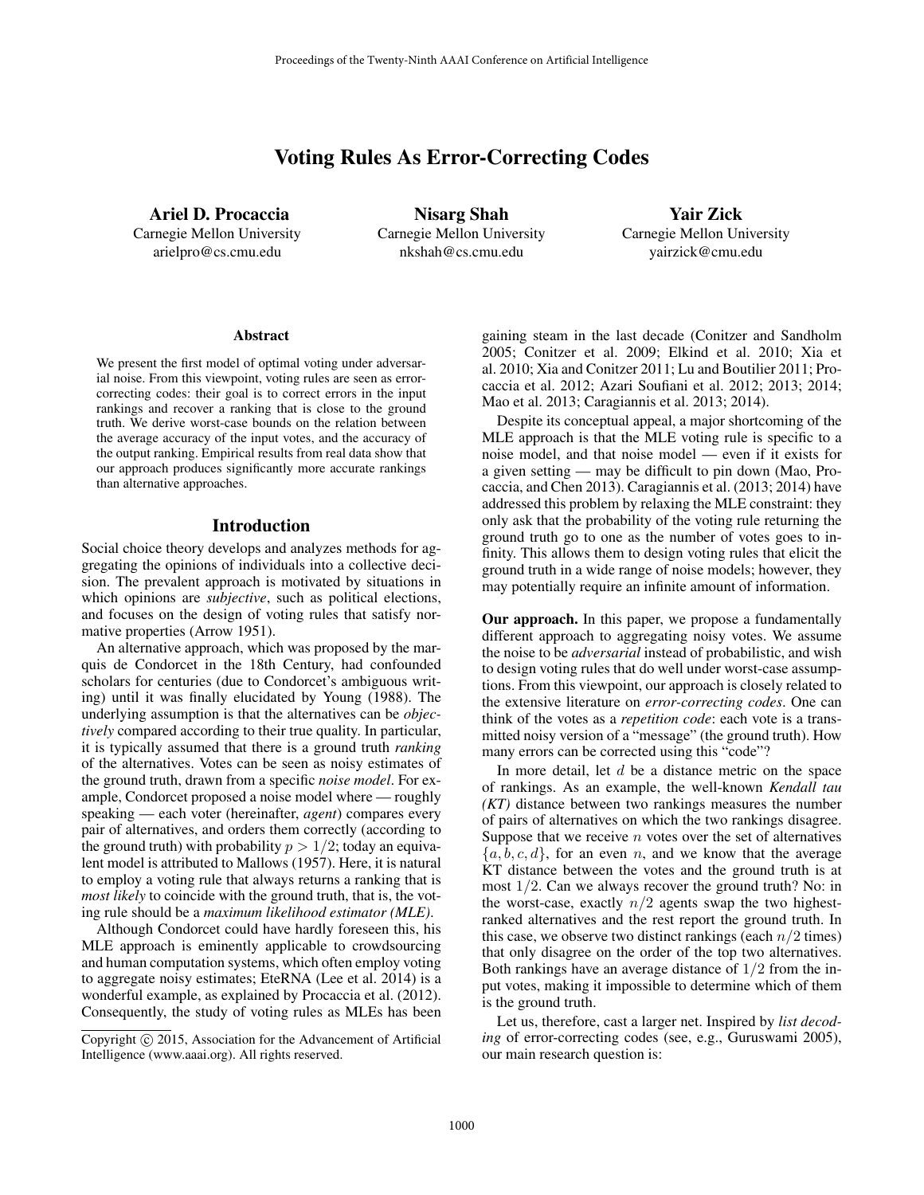# Voting Rules As Error-Correcting Codes

**Ariel D. Procaccia**
Carnegie Mellon University
arielpro@cs.cmu.edu

**Nisarg Shah**
Carnegie Mellon University
nkshah@cs.cmu.edu

**Yair Zick**
Carnegie Mellon University
yairzick@cmu.edu

### Abstract

We present the first model of optimal voting under adversarial noise. From this viewpoint, voting rules are seen as error-correcting codes: their goal is to correct errors in the input rankings and recover a ranking that is close to the ground truth. We derive worst-case bounds on the relation between the average accuracy of the input votes, and the accuracy of the output ranking. Empirical results from real data show that our approach produces significantly more accurate rankings than alternative approaches.

## Introduction

Social choice theory develops and analyzes methods for aggregating the opinions of individuals into a collective decision. The prevalent approach is motivated by situations in which opinions are *subjective*, such as political elections, and focuses on the design of voting rules that satisfy normative properties (Arrow 1951).

An alternative approach, which was proposed by the marquis de Condorcet in the 18th Century, had confounded scholars for centuries (due to Condorcet's ambiguous writing) until it was finally elucidated by Young (1988). The underlying assumption is that the alternatives can be *objectively* compared according to their true quality. In particular, it is typically assumed that there is a ground truth *ranking* of the alternatives. Votes can be seen as noisy estimates of the ground truth, drawn from a specific *noise model*. For example, Condorcet proposed a noise model where — roughly speaking — each voter (hereinafter, *agent*) compares every pair of alternatives, and orders them correctly (according to the ground truth) with probability $p > 1/2$; today an equivalent model is attributed to Mallows (1957). Here, it is natural to employ a voting rule that always returns a ranking that is *most likely* to coincide with the ground truth, that is, the voting rule should be a *maximum likelihood estimator (MLE)*.

Although Condorcet could have hardly foreseen this, his MLE approach is eminently applicable to crowdsourcing and human computation systems, which often employ voting to aggregate noisy estimates; EteRNA (Lee et al. 2014) is a wonderful example, as explained by Procaccia et al. (2012). Consequently, the study of voting rules as MLEs has been gaining steam in the last decade (Conitzer and Sandholm 2005; Conitzer et al. 2009; Elkind et al. 2010; Xia et al. 2010; Xia and Conitzer 2011; Lu and Boutilier 2011; Procaccia et al. 2012; Azari Soufiani et al. 2012; 2013; 2014; Mao et al. 2013; Caragiannis et al. 2013; 2014).

Despite its conceptual appeal, a major shortcoming of the MLE approach is that the MLE voting rule is specific to a noise model, and that noise model — even if it exists for a given setting — may be difficult to pin down (Mao, Procaccia, and Chen 2013). Caragiannis et al. (2013; 2014) have addressed this problem by relaxing the MLE constraint: they only ask that the probability of the voting rule returning the ground truth go to one as the number of votes goes to infinity. This allows them to design voting rules that elicit the ground truth in a wide range of noise models; however, they may potentially require an infinite amount of information.

**Our approach.** In this paper, we propose a fundamentally different approach to aggregating noisy votes. We assume the noise to be *adversarial* instead of probabilistic, and wish to design voting rules that do well under worst-case assumptions. From this viewpoint, our approach is closely related to the extensive literature on *error-correcting codes*. One can think of the votes as a *repetition code*: each vote is a transmitted noisy version of a "message" (the ground truth). How many errors can be corrected using this "code"?

In more detail, let $d$ be a distance metric on the space of rankings. As an example, the well-known *Kendall tau (KT)* distance between two rankings measures the number of pairs of alternatives on which the two rankings disagree. Suppose that we receive $n$ votes over the set of alternatives $\{a, b, c, d\}$, for an even $n$, and we know that the average KT distance between the votes and the ground truth is at most $1/2$. Can we always recover the ground truth? No: in the worst-case, exactly $n/2$ agents swap the two highest-ranked alternatives and the rest report the ground truth. In this case, we observe two distinct rankings (each $n/2$ times) that only disagree on the order of the top two alternatives. Both rankings have an average distance of $1/2$ from the input votes, making it impossible to determine which of them is the ground truth.

Let us, therefore, cast a larger net. Inspired by *list decoding* of error-correcting codes (see, e.g., Guruswami 2005), our main research question is:

Copyright © 2015, Association for the Advancement of Artificial Intelligence (www.aaai.org). All rights reserved.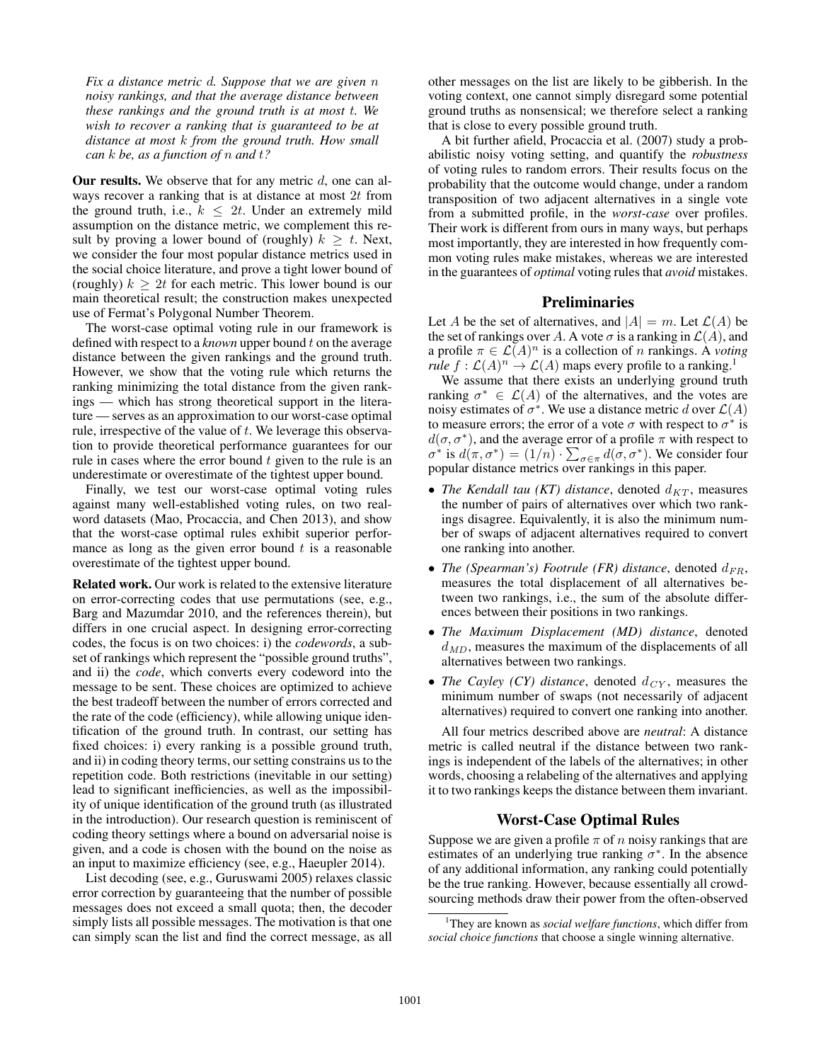*Fix a distance metric $d$. Suppose that we are given $n$ noisy rankings, and that the average distance between these rankings and the ground truth is at most $t$. We wish to recover a ranking that is guaranteed to be at distance at most $k$ from the ground truth. How small can $k$ be, as a function of $n$ and $t$?*

**Our results.** We observe that for any metric $d$, one can always recover a ranking that is at distance at most $2t$ from the ground truth, i.e., $k \leq 2t$. Under an extremely mild assumption on the distance metric, we complement this result by proving a lower bound of (roughly) $k \geq t$. Next, we consider the four most popular distance metrics used in the social choice literature, and prove a tight lower bound of (roughly) $k \geq 2t$ for each metric. This lower bound is our main theoretical result; the construction makes unexpected use of Fermat's Polygonal Number Theorem.

The worst-case optimal voting rule in our framework is defined with respect to a *known* upper bound $t$ on the average distance between the given rankings and the ground truth. However, we show that the voting rule which returns the ranking minimizing the total distance from the given rankings — which has strong theoretical support in the literature — serves as an approximation to our worst-case optimal rule, irrespective of the value of $t$. We leverage this observation to provide theoretical performance guarantees for our rule in cases where the error bound $t$ given to the rule is an underestimate or overestimate of the tightest upper bound.

Finally, we test our worst-case optimal voting rules against many well-established voting rules, on two real-word datasets (Mao, Procaccia, and Chen 2013), and show that the worst-case optimal rules exhibit superior performance as long as the given error bound $t$ is a reasonable overestimate of the tightest upper bound.

**Related work.** Our work is related to the extensive literature on error-correcting codes that use permutations (see, e.g., Barg and Mazumdar 2010, and the references therein), but differs in one crucial aspect. In designing error-correcting codes, the focus is on two choices: i) the *codewords*, a subset of rankings which represent the "possible ground truths", and ii) the *code*, which converts every codeword into the message to be sent. These choices are optimized to achieve the best tradeoff between the number of errors corrected and the rate of the code (efficiency), while allowing unique identification of the ground truth. In contrast, our setting has fixed choices: i) every ranking is a possible ground truth, and ii) in coding theory terms, our setting constrains us to the repetition code. Both restrictions (inevitable in our setting) lead to significant inefficiencies, as well as the impossibility of unique identification of the ground truth (as illustrated in the introduction). Our research question is reminiscent of coding theory settings where a bound on adversarial noise is given, and a code is chosen with the bound on the noise as an input to maximize efficiency (see, e.g., Haeupler 2014).

List decoding (see, e.g., Guruswami 2005) relaxes classic error correction by guaranteeing that the number of possible messages does not exceed a small quota; then, the decoder simply lists all possible messages. The motivation is that one can simply scan the list and find the correct message, as all other messages on the list are likely to be gibberish. In the voting context, one cannot simply disregard some potential ground truths as nonsensical; we therefore select a ranking that is close to every possible ground truth.

A bit further afield, Procaccia et al. (2007) study a probabilistic noisy voting setting, and quantify the *robustness* of voting rules to random errors. Their results focus on the probability that the outcome would change, under a random transposition of two adjacent alternatives in a single vote from a submitted profile, in the *worst-case* over profiles. Their work is different from ours in many ways, but perhaps most importantly, they are interested in how frequently common voting rules make mistakes, whereas we are interested in the guarantees of *optimal* voting rules that *avoid* mistakes.

## Preliminaries

Let $A$ be the set of alternatives, and $|A| = m$. Let $\mathcal{L}(A)$ be the set of rankings over $A$. A vote $\sigma$ is a ranking in $\mathcal{L}(A)$, and a profile $\pi \in \mathcal{L}(A)^n$ is a collection of $n$ rankings. A *voting rule* $f : \mathcal{L}(A)^n \to \mathcal{L}(A)$ maps every profile to a ranking.[1]

We assume that there exists an underlying ground truth ranking $\sigma^* \in \mathcal{L}(A)$ of the alternatives, and the votes are noisy estimates of $\sigma^*$. We use a distance metric $d$ over $\mathcal{L}(A)$ to measure errors; the error of a vote $\sigma$ with respect to $\sigma^*$ is $d(\sigma, \sigma^*)$, and the average error of a profile $\pi$ with respect to $\sigma^*$ is $d(\pi, \sigma^*) = (1/n) \cdot \sum_{\sigma \in \pi} d(\sigma, \sigma^*)$. We consider four popular distance metrics over rankings in this paper.

- *The Kendall tau (KT) distance*, denoted $d_{KT}$, measures the number of pairs of alternatives over which two rankings disagree. Equivalently, it is also the minimum number of swaps of adjacent alternatives required to convert one ranking into another.
- *The (Spearman's) Footrule (FR) distance*, denoted $d_{FR}$, measures the total displacement of all alternatives between two rankings, i.e., the sum of the absolute differences between their positions in two rankings.
- *The Maximum Displacement (MD) distance*, denoted $d_{MD}$, measures the maximum of the displacements of all alternatives between two rankings.
- *The Cayley (CY) distance*, denoted $d_{CY}$, measures the minimum number of swaps (not necessarily of adjacent alternatives) required to convert one ranking into another.

All four metrics described above are *neutral*: A distance metric is called neutral if the distance between two rankings is independent of the labels of the alternatives; in other words, choosing a relabeling of the alternatives and applying it to two rankings keeps the distance between them invariant.

## Worst-Case Optimal Rules

Suppose we are given a profile $\pi$ of $n$ noisy rankings that are estimates of an underlying true ranking $\sigma^*$. In the absence of any additional information, any ranking could potentially be the true ranking. However, because essentially all crowdsourcing methods draw their power from the often-observed

[1] They are known as *social welfare functions*, which differ from *social choice functions* that choose a single winning alternative.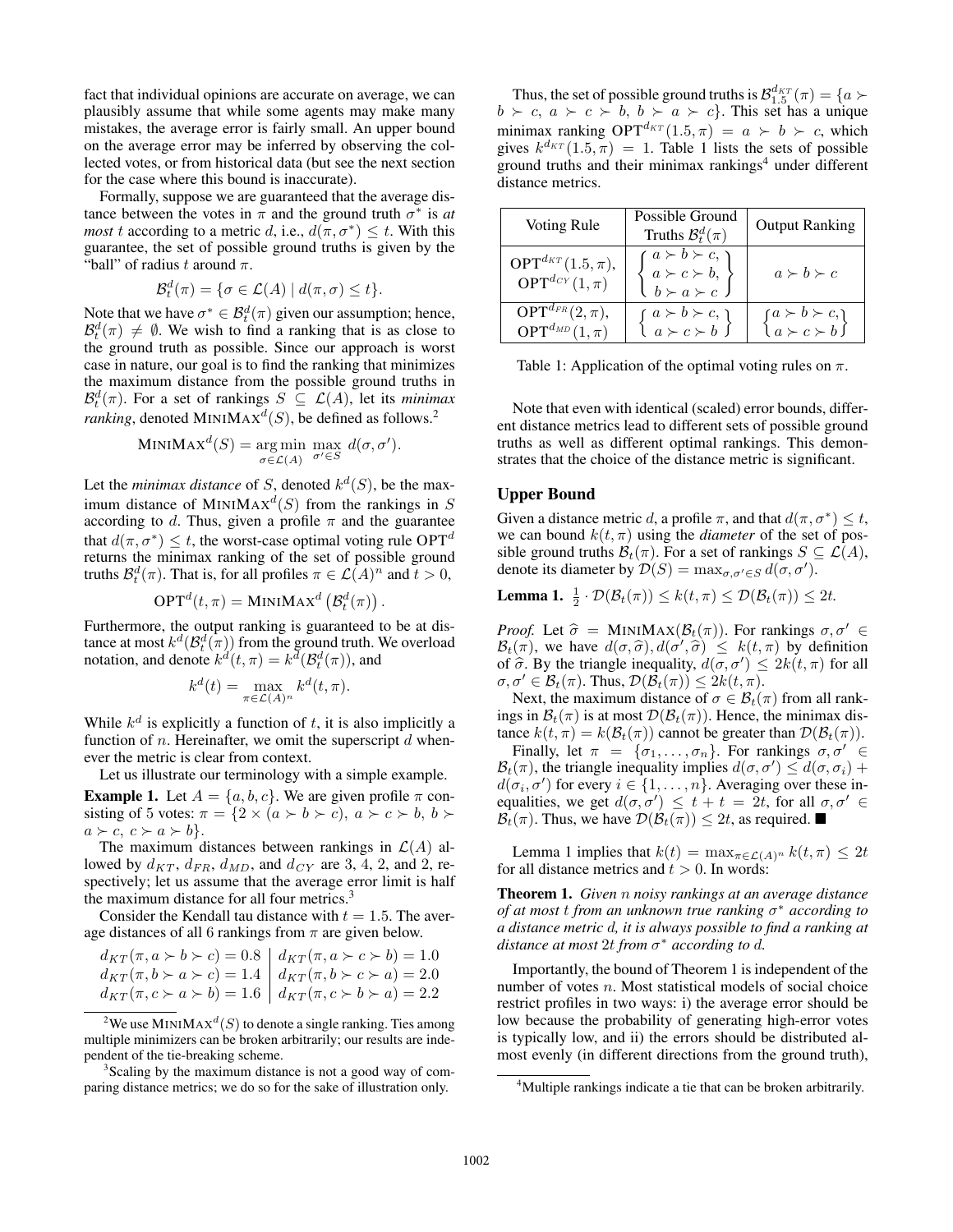fact that individual opinions are accurate on average, we can plausibly assume that while some agents may make many mistakes, the average error is fairly small. An upper bound on the average error may be inferred by observing the collected votes, or from historical data (but see the next section for the case where this bound is inaccurate).

Formally, suppose we are guaranteed that the average distance between the votes in $\pi$ and the ground truth $\sigma^*$ is *at most* $t$ according to a metric $d$, i.e., $d(\pi, \sigma^*) \leq t$. With this guarantee, the set of possible ground truths is given by the "ball" of radius $t$ around $\pi$.

$$\mathcal{B}_t^d(\pi) = \{\sigma \in \mathcal{L}(A) \mid d(\pi, \sigma) \leq t\}.$$

Note that we have $\sigma^* \in \mathcal{B}_t^d(\pi)$ given our assumption; hence, $\mathcal{B}_t^d(\pi) \neq \emptyset$. We wish to find a ranking that is as close to the ground truth as possible. Since our approach is worst case in nature, our goal is to find the ranking that minimizes the maximum distance from the possible ground truths in $\mathcal{B}_t^d(\pi)$. For a set of rankings $S \subseteq \mathcal{L}(A)$, let its *minimax ranking*, denoted $\text{MINIMAX}^d(S)$, be defined as follows.[2]

$$\text{MINIMAX}^d(S) = \arg\min_{\sigma \in \mathcal{L}(A)} \max_{\sigma' \in S} d(\sigma, \sigma').$$

Let the *minimax distance* of $S$, denoted $k^d(S)$, be the maximum distance of $\text{MINIMAX}^d(S)$ from the rankings in $S$ according to $d$. Thus, given a profile $\pi$ and the guarantee that $d(\pi, \sigma^*) \leq t$, the worst-case optimal voting rule $\text{OPT}^d$ returns the minimax ranking of the set of possible ground truths $\mathcal{B}_t^d(\pi)$. That is, for all profiles $\pi \in \mathcal{L}(A)^n$ and $t > 0$,

$$\text{OPT}^d(t, \pi) = \text{MINIMAX}^d\left(\mathcal{B}_t^d(\pi)\right).$$

Furthermore, the output ranking is guaranteed to be at distance at most $k^d(\mathcal{B}_t^d(\pi))$ from the ground truth. We overload notation, and denote $k^d(t, \pi) = k^d(\mathcal{B}_t^d(\pi))$, and

$$k^d(t) = \max_{\pi \in \mathcal{L}(A)^n} k^d(t, \pi).$$

While $k^d$ is explicitly a function of $t$, it is also implicitly a function of $n$. Hereinafter, we omit the superscript $d$ whenever the metric is clear from context.

Let us illustrate our terminology with a simple example.

**Example 1.** Let $A = \{a, b, c\}$. We are given profile $\pi$ consisting of 5 votes: $\pi = \{2 \times (a \succ b \succ c),\ a \succ c \succ b,\ b \succ a \succ c,\ c \succ a \succ b\}$.

The maximum distances between rankings in $\mathcal{L}(A)$ allowed by $d_{KT}$, $d_{FR}$, $d_{MD}$, and $d_{CY}$ are 3, 4, 2, and 2, respectively; let us assume that the average error limit is half the maximum distance for all four metrics.[3]

Consider the Kendall tau distance with $t = 1.5$. The average distances of all 6 rankings from $\pi$ are given below.

$$\begin{array}{l|l} d_{KT}(\pi, a \succ b \succ c) = 0.8 & d_{KT}(\pi, a \succ c \succ b) = 1.0 \\ d_{KT}(\pi, b \succ a \succ c) = 1.4 & d_{KT}(\pi, b \succ c \succ a) = 2.0 \\ d_{KT}(\pi, c \succ a \succ b) = 1.6 & d_{KT}(\pi, c \succ b \succ a) = 2.2 \end{array}$$

Thus, the set of possible ground truths is $\mathcal{B}_{1.5}^{d_{KT}}(\pi) = \{a \succ b \succ c,\ a \succ c \succ b,\ b \succ a \succ c\}$. This set has a unique minimax ranking $\text{OPT}^{d_{KT}}(1.5, \pi) = a \succ b \succ c$, which gives $k^{d_{KT}}(1.5, \pi) = 1$. Table 1 lists the sets of possible ground truths and their minimax rankings[4] under different distance metrics.

| Voting Rule | Possible Ground Truths $\mathcal{B}_t^d(\pi)$ | Output Ranking |
|---|---|---|
| $\text{OPT}^{d_{KT}}(1.5, \pi)$, $\text{OPT}^{d_{CY}}(1, \pi)$ | $\{a \succ b \succ c,\ a \succ c \succ b,\ b \succ a \succ c\}$ | $a \succ b \succ c$ |
| $\text{OPT}^{d_{FR}}(2, \pi)$, $\text{OPT}^{d_{MD}}(1, \pi)$ | $\{a \succ b \succ c,\ a \succ c \succ b\}$ | $\{a \succ b \succ c,\ a \succ c \succ b\}$ |

Table 1: Application of the optimal voting rules on $\pi$.

Note that even with identical (scaled) error bounds, different distance metrics lead to different sets of possible ground truths as well as different optimal rankings. This demonstrates that the choice of the distance metric is significant.

## Upper Bound

Given a distance metric $d$, a profile $\pi$, and that $d(\pi, \sigma^*) \leq t$, we can bound $k(t, \pi)$ using the *diameter* of the set of possible ground truths $\mathcal{B}_t(\pi)$. For a set of rankings $S \subseteq \mathcal{L}(A)$, denote its diameter by $\mathcal{D}(S) = \max_{\sigma, \sigma' \in S} d(\sigma, \sigma')$.

**Lemma 1.** $\frac{1}{2} \cdot \mathcal{D}(\mathcal{B}_t(\pi)) \leq k(t, \pi) \leq \mathcal{D}(\mathcal{B}_t(\pi)) \leq 2t$.

*Proof.* Let $\widehat{\sigma} = \text{MINIMAX}(\mathcal{B}_t(\pi))$. For rankings $\sigma, \sigma' \in \mathcal{B}_t(\pi)$, we have $d(\sigma, \widehat{\sigma}), d(\sigma', \widehat{\sigma}) \leq k(t, \pi)$ by definition of $\widehat{\sigma}$. By the triangle inequality, $d(\sigma, \sigma') \leq 2k(t, \pi)$ for all $\sigma, \sigma' \in \mathcal{B}_t(\pi)$. Thus, $\mathcal{D}(\mathcal{B}_t(\pi)) \leq 2k(t, \pi)$.

Next, the maximum distance of $\sigma \in \mathcal{B}_t(\pi)$ from all rankings in $\mathcal{B}_t(\pi)$ is at most $\mathcal{D}(\mathcal{B}_t(\pi))$. Hence, the minimax distance $k(t, \pi) = k(\mathcal{B}_t(\pi))$ cannot be greater than $\mathcal{D}(\mathcal{B}_t(\pi))$.

Finally, let $\pi = \{\sigma_1, \ldots, \sigma_n\}$. For rankings $\sigma, \sigma' \in \mathcal{B}_t(\pi)$, the triangle inequality implies $d(\sigma, \sigma') \leq d(\sigma, \sigma_i) + d(\sigma_i, \sigma')$ for every $i \in \{1, \ldots, n\}$. Averaging over these inequalities, we get $d(\sigma, \sigma') \leq t + t = 2t$, for all $\sigma, \sigma' \in \mathcal{B}_t(\pi)$. Thus, we have $\mathcal{D}(\mathcal{B}_t(\pi)) \leq 2t$, as required. ■

Lemma 1 implies that $k(t) = \max_{\pi \in \mathcal{L}(A)^n} k(t, \pi) \leq 2t$ for all distance metrics and $t > 0$. In words:

**Theorem 1.** *Given $n$ noisy rankings at an average distance of at most $t$ from an unknown true ranking $\sigma^*$ according to a distance metric $d$, it is always possible to find a ranking at distance at most $2t$ from $\sigma^*$ according to $d$.*

Importantly, the bound of Theorem 1 is independent of the number of votes $n$. Most statistical models of social choice restrict profiles in two ways: i) the average error should be low because the probability of generating high-error votes is typically low, and ii) the errors should be distributed almost evenly (in different directions from the ground truth),

[2] We use $\text{MINIMAX}^d(S)$ to denote a single ranking. Ties among multiple minimizers can be broken arbitrarily; our results are independent of the tie-breaking scheme.

[3] Scaling by the maximum distance is not a good way of comparing distance metrics; we do so for the sake of illustration only.

[4] Multiple rankings indicate a tie that can be broken arbitrarily.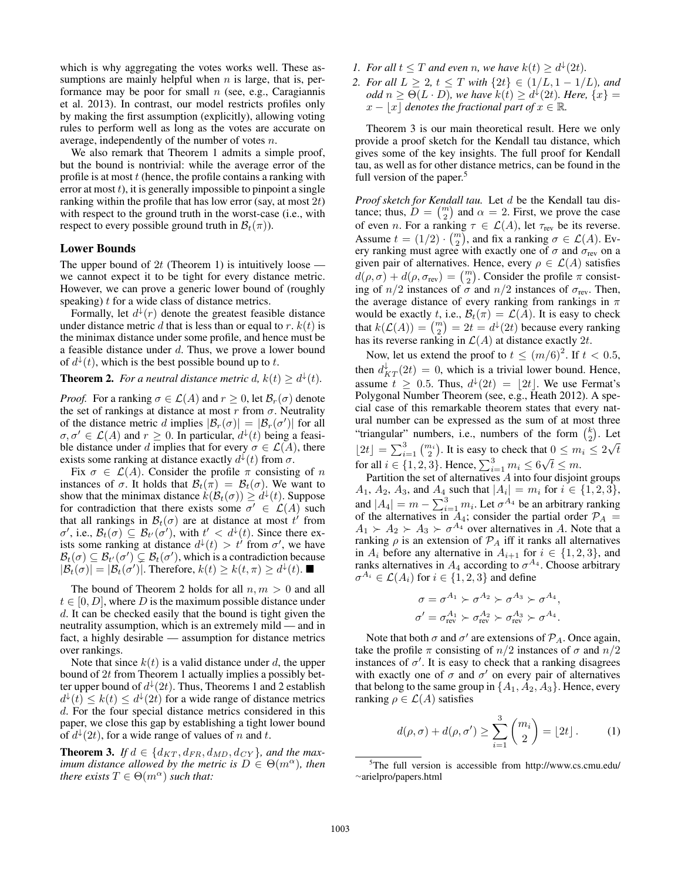which is why aggregating the votes works well. These assumptions are mainly helpful when $n$ is large, that is, performance may be poor for small $n$ (see, e.g., Caragiannis et al. 2013). In contrast, our model restricts profiles only by making the first assumption (explicitly), allowing voting rules to perform well as long as the votes are accurate on average, independently of the number of votes $n$.

We also remark that Theorem 1 admits a simple proof, but the bound is nontrivial: while the average error of the profile is at most $t$ (hence, the profile contains a ranking with error at most $t$), it is generally impossible to pinpoint a single ranking within the profile that has low error (say, at most $2t$) with respect to the ground truth in the worst-case (i.e., with respect to every possible ground truth in $\mathcal{B}_t(\pi)$).

## Lower Bounds

The upper bound of $2t$ (Theorem 1) is intuitively loose — we cannot expect it to be tight for every distance metric. However, we can prove a generic lower bound of (roughly speaking) $t$ for a wide class of distance metrics.

Formally, let $d^{\downarrow}(r)$ denote the greatest feasible distance under distance metric $d$ that is less than or equal to $r$. $k(t)$ is the minimax distance under some profile, and hence must be a feasible distance under $d$. Thus, we prove a lower bound of $d^{\downarrow}(t)$, which is the best possible bound up to $t$.

**Theorem 2.** *For a neutral distance metric $d$, $k(t) \geq d^{\downarrow}(t)$.*

*Proof.* For a ranking $\sigma \in \mathcal{L}(A)$ and $r \geq 0$, let $\mathcal{B}_r(\sigma)$ denote the set of rankings at distance at most $r$ from $\sigma$. Neutrality of the distance metric $d$ implies $|\mathcal{B}_r(\sigma)| = |\mathcal{B}_r(\sigma')|$ for all $\sigma, \sigma' \in \mathcal{L}(A)$ and $r \geq 0$. In particular, $d^{\downarrow}(t)$ being a feasible distance under $d$ implies that for every $\sigma \in \mathcal{L}(A)$, there exists some ranking at distance exactly $d^{\downarrow}(t)$ from $\sigma$.

Fix $\sigma \in \mathcal{L}(A)$. Consider the profile $\pi$ consisting of $n$ instances of $\sigma$. It holds that $\mathcal{B}_t(\pi) = \mathcal{B}_t(\sigma)$. We want to show that the minimax distance $k(\mathcal{B}_t(\sigma)) \geq d^{\downarrow}(t)$. Suppose for contradiction that there exists some $\sigma' \in \mathcal{L}(A)$ such that all rankings in $\mathcal{B}_t(\sigma)$ are at distance at most $t'$ from $\sigma'$, i.e., $\mathcal{B}_t(\sigma) \subseteq \mathcal{B}_{t'}(\sigma')$, with $t' < d^{\downarrow}(t)$. Since there exists some ranking at distance $d^{\downarrow}(t) > t'$ from $\sigma'$, we have $\mathcal{B}_t(\sigma) \subseteq \mathcal{B}_{t'}(\sigma') \subsetneq \mathcal{B}_t(\sigma')$, which is a contradiction because $|\mathcal{B}_t(\sigma)| = |\mathcal{B}_t(\sigma')|$. Therefore, $k(t) \geq k(t, \pi) \geq d^{\downarrow}(t)$. ■

The bound of Theorem 2 holds for all $n, m > 0$ and all $t \in [0, D]$, where $D$ is the maximum possible distance under $d$. It can be checked easily that the bound is tight given the neutrality assumption, which is an extremely mild — and in fact, a highly desirable — assumption for distance metrics over rankings.

Note that since $k(t)$ is a valid distance under $d$, the upper bound of $2t$ from Theorem 1 actually implies a possibly better upper bound of $d^{\downarrow}(2t)$. Thus, Theorems 1 and 2 establish $d^{\downarrow}(t) \leq k(t) \leq d^{\downarrow}(2t)$ for a wide range of distance metrics $d$. For the four special distance metrics considered in this paper, we close this gap by establishing a tight lower bound of $d^{\downarrow}(2t)$, for a wide range of values of $n$ and $t$.

**Theorem 3.** *If $d \in \{d_{KT}, d_{FR}, d_{MD}, d_{CY}\}$, and the maximum distance allowed by the metric is $D \in \Theta(m^{\alpha})$, then there exists $T \in \Theta(m^{\alpha})$ such that:*

1. *For all $t \leq T$ and even $n$, we have $k(t) \geq d^{\downarrow}(2t)$.*
2. *For all $L \geq 2$, $t \leq T$ with $\{2t\} \in (1/L, 1 - 1/L)$, and odd $n \geq \Theta(L \cdot D)$, we have $k(t) \geq d^{\downarrow}(2t)$. Here, $\{x\} = x - \lfloor x \rfloor$ denotes the fractional part of $x \in \mathbb{R}$.*

Theorem 3 is our main theoretical result. Here we only provide a proof sketch for the Kendall tau distance, which gives some of the key insights. The full proof for Kendall tau, as well as for other distance metrics, can be found in the full version of the paper.[5]

*Proof sketch for Kendall tau.* Let $d$ be the Kendall tau distance; thus, $D = \binom{m}{2}$ and $\alpha = 2$. First, we prove the case of even $n$. For a ranking $\tau \in \mathcal{L}(A)$, let $\tau_{\text{rev}}$ be its reverse. Assume $t = (1/2) \cdot \binom{m}{2}$, and fix a ranking $\sigma \in \mathcal{L}(A)$. Every ranking must agree with exactly one of $\sigma$ and $\sigma_{\text{rev}}$ on a given pair of alternatives. Hence, every $\rho \in \mathcal{L}(A)$ satisfies $d(\rho, \sigma) + d(\rho, \sigma_{\text{rev}}) = \binom{m}{2}$. Consider the profile $\pi$ consisting of $n/2$ instances of $\sigma$ and $n/2$ instances of $\sigma_{\text{rev}}$. Then, the average distance of every ranking from rankings in $\pi$ would be exactly $t$, i.e., $\mathcal{B}_t(\pi) = \mathcal{L}(A)$. It is easy to check that $k(\mathcal{L}(A)) = \binom{m}{2} = 2t = d^{\downarrow}(2t)$ because every ranking has its reverse ranking in $\mathcal{L}(A)$ at distance exactly $2t$.

Now, let us extend the proof to $t \leq (m/6)^2$. If $t < 0.5$, then $d^{\downarrow}_{KT}(2t) = 0$, which is a trivial lower bound. Hence, assume $t \geq 0.5$. Thus, $d^{\downarrow}(2t) = \lfloor 2t \rfloor$. We use Fermat's Polygonal Number Theorem (see, e.g., Heath 2012). A special case of this remarkable theorem states that every natural number can be expressed as the sum of at most three "triangular" numbers, i.e., numbers of the form $\binom{k}{2}$. Let $\lfloor 2t \rfloor = \sum_{i=1}^{3} \binom{m_i}{2}$. It is easy to check that $0 \leq m_i \leq 2\sqrt{t}$ for all $i \in \{1, 2, 3\}$. Hence, $\sum_{i=1}^{3} m_i \leq 6\sqrt{t} \leq m$.

Partition the set of alternatives $A$ into four disjoint groups $A_1$, $A_2$, $A_3$, and $A_4$ such that $|A_i| = m_i$ for $i \in \{1, 2, 3\}$, and $|A_4| = m - \sum_{i=1}^{3} m_i$. Let $\sigma^{A_4}$ be an arbitrary ranking of the alternatives in $A_4$; consider the partial order $\mathcal{P}_A = A_1 \succ A_2 \succ A_3 \succ \sigma^{A_4}$ over alternatives in $A$. Note that a ranking $\rho$ is an extension of $\mathcal{P}_A$ iff it ranks all alternatives in $A_i$ before any alternative in $A_{i+1}$ for $i \in \{1, 2, 3\}$, and ranks alternatives in $A_4$ according to $\sigma^{A_4}$. Choose arbitrary $\sigma^{A_i} \in \mathcal{L}(A_i)$ for $i \in \{1, 2, 3\}$ and define

$$\sigma = \sigma^{A_1} \succ \sigma^{A_2} \succ \sigma^{A_3} \succ \sigma^{A_4},$$
$$\sigma' = \sigma^{A_1}_{\text{rev}} \succ \sigma^{A_2}_{\text{rev}} \succ \sigma^{A_3}_{\text{rev}} \succ \sigma^{A_4}.$$

Note that both $\sigma$ and $\sigma'$ are extensions of $\mathcal{P}_A$. Once again, take the profile $\pi$ consisting of $n/2$ instances of $\sigma$ and $n/2$ instances of $\sigma'$. It is easy to check that a ranking disagrees with exactly one of $\sigma$ and $\sigma'$ on every pair of alternatives that belong to the same group in $\{A_1, A_2, A_3\}$. Hence, every ranking $\rho \in \mathcal{L}(A)$ satisfies

$$d(\rho, \sigma) + d(\rho, \sigma') \geq \sum_{i=1}^{3} \binom{m_i}{2} = \lfloor 2t \rfloor. \qquad (1)$$

[5] The full version is accessible from http://www.cs.cmu.edu/~arielpro/papers.html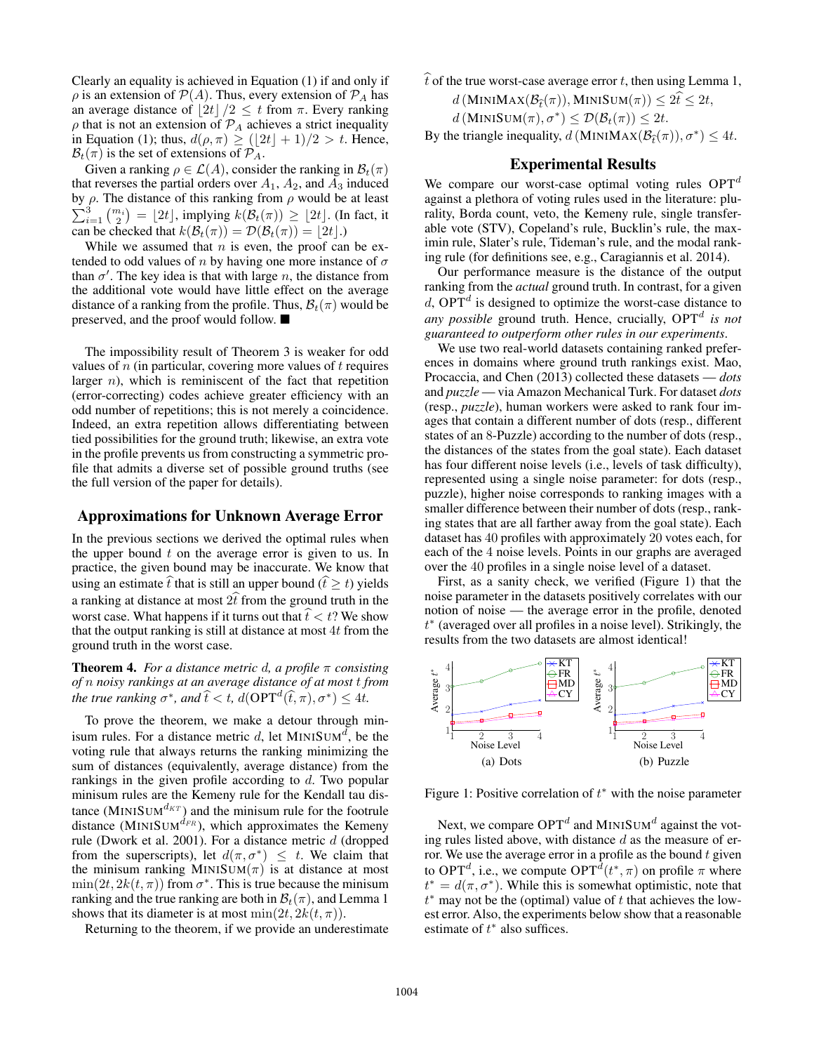Clearly an equality is achieved in Equation (1) if and only if $\rho$ is an extension of $\mathcal{P}(A)$. Thus, every extension of $\mathcal{P}_A$ has an average distance of $\lfloor 2t \rfloor / 2 \leq t$ from $\pi$. Every ranking $\rho$ that is not an extension of $\mathcal{P}_A$ achieves a strict inequality in Equation (1); thus, $d(\rho, \pi) \geq (\lfloor 2t \rfloor + 1)/2 > t$. Hence, $\mathcal{B}_t(\pi)$ is the set of extensions of $\mathcal{P}_A$.

Given a ranking $\rho \in \mathcal{L}(A)$, consider the ranking in $\mathcal{B}_t(\pi)$ that reverses the partial orders over $A_1$, $A_2$, and $A_3$ induced by $\rho$. The distance of this ranking from $\rho$ would be at least $\sum_{i=1}^{3} \binom{m_i}{2} = \lfloor 2t \rfloor$, implying $k(\mathcal{B}_t(\pi)) \geq \lfloor 2t \rfloor$. (In fact, it can be checked that $k(\mathcal{B}_t(\pi)) = \mathcal{D}(\mathcal{B}_t(\pi)) = \lfloor 2t \rfloor$.)

While we assumed that $n$ is even, the proof can be extended to odd values of $n$ by having one more instance of $\sigma$ than $\sigma'$. The key idea is that with large $n$, the distance from the additional vote would have little effect on the average distance of a ranking from the profile. Thus, $\mathcal{B}_t(\pi)$ would be preserved, and the proof would follow. ■

The impossibility result of Theorem 3 is weaker for odd values of $n$ (in particular, covering more values of $t$ requires larger $n$), which is reminiscent of the fact that repetition (error-correcting) codes achieve greater efficiency with an odd number of repetitions; this is not merely a coincidence. Indeed, an extra repetition allows differentiating between tied possibilities for the ground truth; likewise, an extra vote in the profile prevents us from constructing a symmetric profile that admits a diverse set of possible ground truths (see the full version of the paper for details).

## Approximations for Unknown Average Error

In the previous sections we derived the optimal rules when the upper bound $t$ on the average error is given to us. In practice, the given bound may be inaccurate. We know that using an estimate $\widehat{t}$ that is still an upper bound ($\widehat{t} \geq t$) yields a ranking at distance at most $2\widehat{t}$ from the ground truth in the worst case. What happens if it turns out that $\widehat{t} < t$? We show that the output ranking is still at distance at most $4t$ from the ground truth in the worst case.

**Theorem 4.** *For a distance metric $d$, a profile $\pi$ consisting of $n$ noisy rankings at an average distance of at most $t$ from the true ranking $\sigma^*$, and $\widehat{t} < t$, $d(\text{OPT}^d(\widehat{t}, \pi), \sigma^*) \leq 4t$.*

To prove the theorem, we make a detour through minisum rules. For a distance metric $d$, let $\text{MINISUM}^d$, be the voting rule that always returns the ranking minimizing the sum of distances (equivalently, average distance) from the rankings in the given profile according to $d$. Two popular minisum rules are the Kemeny rule for the Kendall tau distance ($\text{MINISUM}^{d_{KT}}$) and the minisum rule for the footrule distance ($\text{MINISUM}^{d_{FR}}$), which approximates the Kemeny rule (Dwork et al. 2001). For a distance metric $d$ (dropped from the superscripts), let $d(\pi, \sigma^*) \leq t$. We claim that the minisum ranking $\text{MINISUM}(\pi)$ is at distance at most $\min(2t, 2k(t, \pi))$ from $\sigma^*$. This is true because the minisum ranking and the true ranking are both in $\mathcal{B}_t(\pi)$, and Lemma 1 shows that its diameter is at most $\min(2t, 2k(t, \pi))$.

Returning to the theorem, if we provide an underestimate $\widehat{t}$ of the true worst-case average error $t$, then using Lemma 1,

$$d\left(\text{MINIMAX}(\mathcal{B}_{\widehat{t}}(\pi)), \text{MINISUM}(\pi)\right) \leq 2\widehat{t} \leq 2t,$$

$$d\left(\text{MINISUM}(\pi), \sigma^*\right) \leq \mathcal{D}(\mathcal{B}_t(\pi)) \leq 2t.$$

By the triangle inequality, $d\left(\text{MINIMAX}(\mathcal{B}_{\widehat{t}}(\pi)), \sigma^*\right) \leq 4t$.

## Experimental Results

We compare our worst-case optimal voting rules $\text{OPT}^d$ against a plethora of voting rules used in the literature: plurality, Borda count, veto, the Kemeny rule, single transferable vote (STV), Copeland's rule, Bucklin's rule, the maximin rule, Slater's rule, Tideman's rule, and the modal ranking rule (for definitions see, e.g., Caragiannis et al. 2014).

Our performance measure is the distance of the output ranking from the *actual* ground truth. In contrast, for a given $d$, $\text{OPT}^d$ is designed to optimize the worst-case distance to *any possible* ground truth. Hence, crucially, $\text{OPT}^d$ *is not guaranteed to outperform other rules in our experiments*.

We use two real-world datasets containing ranked preferences in domains where ground truth rankings exist. Mao, Procaccia, and Chen (2013) collected these datasets — *dots* and *puzzle* — via Amazon Mechanical Turk. For dataset *dots* (resp., *puzzle*), human workers were asked to rank four images that contain a different number of dots (resp., different states of an 8-Puzzle) according to the number of dots (resp., the distances of the states from the goal state). Each dataset has four different noise levels (i.e., levels of task difficulty), represented using a single noise parameter: for dots (resp., puzzle), higher noise corresponds to ranking images with a smaller difference between their number of dots (resp., ranking states that are all farther away from the goal state). Each dataset has 40 profiles with approximately 20 votes each, for each of the 4 noise levels. Points in our graphs are averaged over the 40 profiles in a single noise level of a dataset.

First, as a sanity check, we verified (Figure 1) that the noise parameter in the datasets positively correlates with our notion of noise — the average error in the profile, denoted $t^*$ (averaged over all profiles in a noise level). Strikingly, the results from the two datasets are almost identical!

(a) Dots (b) Puzzle

Figure 1: Positive correlation of $t^*$ with the noise parameter

Next, we compare $\text{OPT}^d$ and $\text{MINISUM}^d$ against the voting rules listed above, with distance $d$ as the measure of error. We use the average error in a profile as the bound $t$ given to $\text{OPT}^d$, i.e., we compute $\text{OPT}^d(t^*, \pi)$ on profile $\pi$ where $t^* = d(\pi, \sigma^*)$. While this is somewhat optimistic, note that $t^*$ may not be the (optimal) value of $t$ that achieves the lowest error. Also, the experiments below show that a reasonable estimate of $t^*$ also suffices.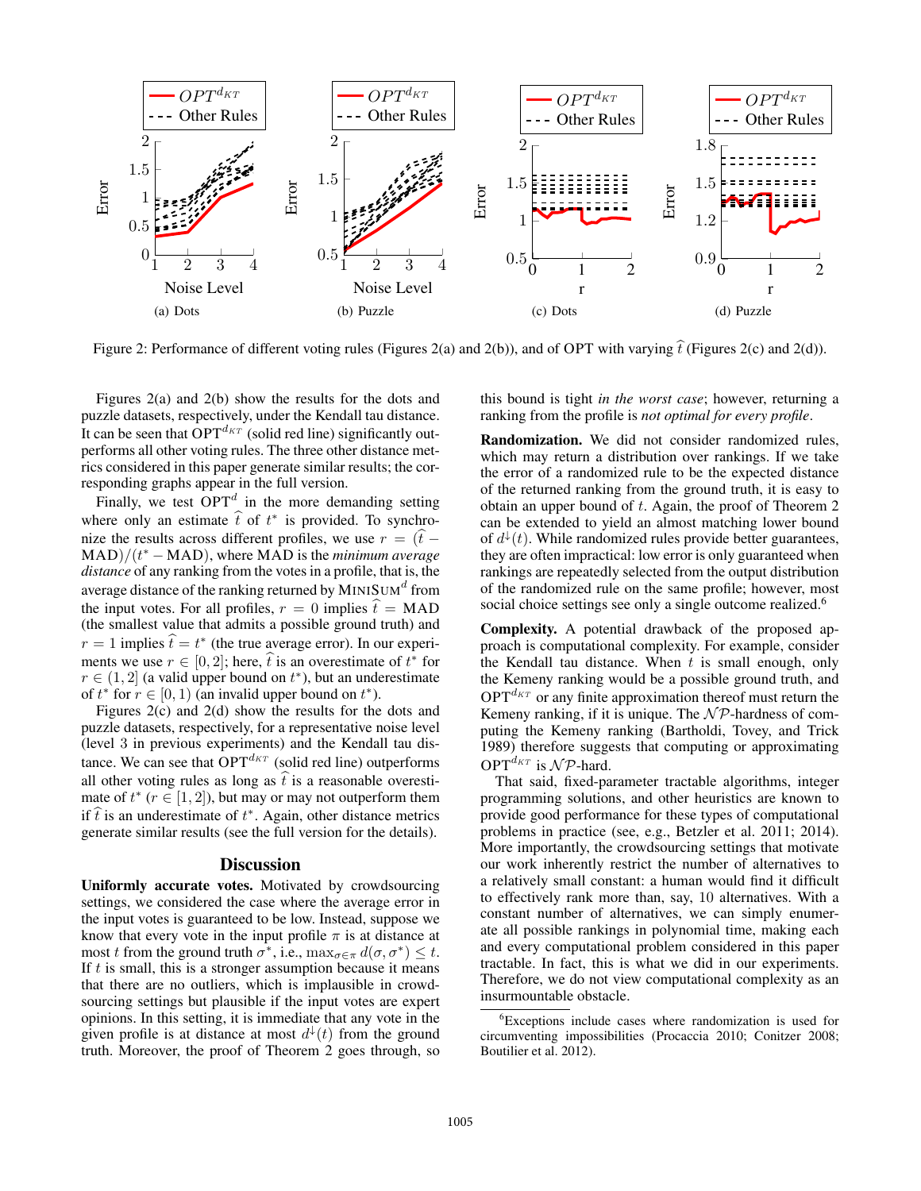Figure 2: Performance of different voting rules (Figures 2(a) and 2(b)), and of OPT with varying $\widehat{t}$ (Figures 2(c) and 2(d)).

Figures 2(a) and 2(b) show the results for the dots and puzzle datasets, respectively, under the Kendall tau distance. It can be seen that $\text{OPT}^{d_{KT}}$ (solid red line) significantly outperforms all other voting rules. The three other distance metrics considered in this paper generate similar results; the corresponding graphs appear in the full version.

Finally, we test $\text{OPT}^d$ in the more demanding setting where only an estimate $\widehat{t}$ of $t^*$ is provided. To synchronize the results across different profiles, we use $r = (\widehat{t} - \text{MAD})/(t^* - \text{MAD})$, where MAD is the *minimum average distance* of any ranking from the votes in a profile, that is, the average distance of the ranking returned by $\text{MINISUM}^d$ from the input votes. For all profiles, $r = 0$ implies $\widehat{t} = \text{MAD}$ (the smallest value that admits a possible ground truth) and $r = 1$ implies $\widehat{t} = t^*$ (the true average error). In our experiments we use $r \in [0, 2]$; here, $\widehat{t}$ is an overestimate of $t^*$ for $r \in (1, 2]$ (a valid upper bound on $t^*$), but an underestimate of $t^*$ for $r \in [0, 1)$ (an invalid upper bound on $t^*$).

Figures 2(c) and 2(d) show the results for the dots and puzzle datasets, respectively, for a representative noise level (level 3 in previous experiments) and the Kendall tau distance. We can see that $\text{OPT}^{d_{KT}}$ (solid red line) outperforms all other voting rules as long as $\widehat{t}$ is a reasonable overestimate of $t^*$ ($r \in [1, 2]$), but may or may not outperform them if $\widehat{t}$ is an underestimate of $t^*$. Again, other distance metrics generate similar results (see the full version for the details).

## Discussion

**Uniformly accurate votes.** Motivated by crowdsourcing settings, we considered the case where the average error in the input votes is guaranteed to be low. Instead, suppose we know that every vote in the input profile $\pi$ is at distance at most $t$ from the ground truth $\sigma^*$, i.e., $\max_{\sigma \in \pi} d(\sigma, \sigma^*) \leq t$. If $t$ is small, this is a stronger assumption because it means that there are no outliers, which is implausible in crowdsourcing settings but plausible if the input votes are expert opinions. In this setting, it is immediate that any vote in the given profile is at distance at most $d^{\downarrow}(t)$ from the ground truth. Moreover, the proof of Theorem 2 goes through, so this bound is tight *in the worst case*; however, returning a ranking from the profile is *not optimal for every profile*.

**Randomization.** We did not consider randomized rules, which may return a distribution over rankings. If we take the error of a randomized rule to be the expected distance of the returned ranking from the ground truth, it is easy to obtain an upper bound of $t$. Again, the proof of Theorem 2 can be extended to yield an almost matching lower bound of $d^{\downarrow}(t)$. While randomized rules provide better guarantees, they are often impractical: low error is only guaranteed when rankings are repeatedly selected from the output distribution of the randomized rule on the same profile; however, most social choice settings see only a single outcome realized.[6]

**Complexity.** A potential drawback of the proposed approach is computational complexity. For example, consider the Kendall tau distance. When $t$ is small enough, only the Kemeny ranking would be a possible ground truth, and $\text{OPT}^{d_{KT}}$ or any finite approximation thereof must return the Kemeny ranking, if it is unique. The $\mathcal{NP}$-hardness of computing the Kemeny ranking (Bartholdi, Tovey, and Trick 1989) therefore suggests that computing or approximating $\text{OPT}^{d_{KT}}$ is $\mathcal{NP}$-hard.

That said, fixed-parameter tractable algorithms, integer programming solutions, and other heuristics are known to provide good performance for these types of computational problems in practice (see, e.g., Betzler et al. 2011; 2014). More importantly, the crowdsourcing settings that motivate our work inherently restrict the number of alternatives to a relatively small constant: a human would find it difficult to effectively rank more than, say, 10 alternatives. With a constant number of alternatives, we can simply enumerate all possible rankings in polynomial time, making each and every computational problem considered in this paper tractable. In fact, this is what we did in our experiments. Therefore, we do not view computational complexity as an insurmountable obstacle.

[6]Exceptions include cases where randomization is used for circumventing impossibilities (Procaccia 2010; Conitzer 2008; Boutilier et al. 2012).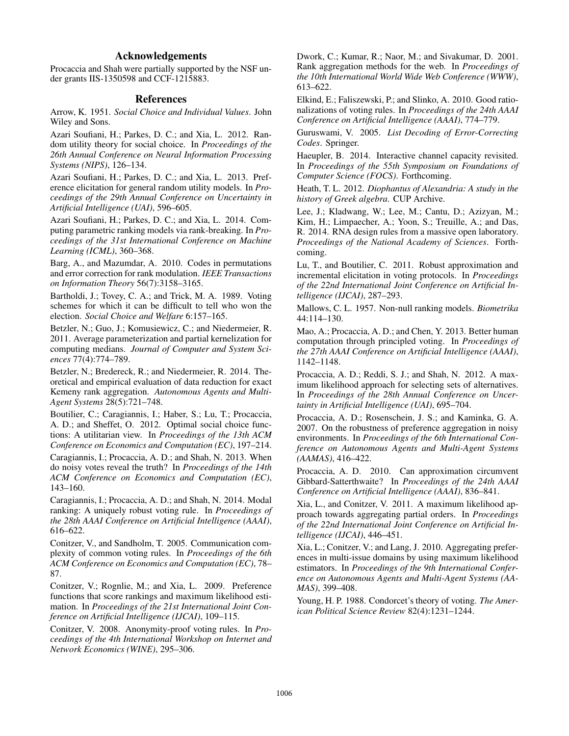## Acknowledgements

Procaccia and Shah were partially supported by the NSF under grants IIS-1350598 and CCF-1215883.

## References

Arrow, K. 1951. *Social Choice and Individual Values*. John Wiley and Sons.

Azari Soufiani, H.; Parkes, D. C.; and Xia, L. 2012. Random utility theory for social choice. In *Proceedings of the 26th Annual Conference on Neural Information Processing Systems (NIPS)*, 126–134.

Azari Soufiani, H.; Parkes, D. C.; and Xia, L. 2013. Preference elicitation for general random utility models. In *Proceedings of the 29th Annual Conference on Uncertainty in Artificial Intelligence (UAI)*, 596–605.

Azari Soufiani, H.; Parkes, D. C.; and Xia, L. 2014. Computing parametric ranking models via rank-breaking. In *Proceedings of the 31st International Conference on Machine Learning (ICML)*, 360–368.

Barg, A., and Mazumdar, A. 2010. Codes in permutations and error correction for rank modulation. *IEEE Transactions on Information Theory* 56(7):3158–3165.

Bartholdi, J.; Tovey, C. A.; and Trick, M. A. 1989. Voting schemes for which it can be difficult to tell who won the election. *Social Choice and Welfare* 6:157–165.

Betzler, N.; Guo, J.; Komusiewicz, C.; and Niedermeier, R. 2011. Average parameterization and partial kernelization for computing medians. *Journal of Computer and System Sciences* 77(4):774–789.

Betzler, N.; Bredereck, R.; and Niedermeier, R. 2014. Theoretical and empirical evaluation of data reduction for exact Kemeny rank aggregation. *Autonomous Agents and Multi-Agent Systems* 28(5):721–748.

Boutilier, C.; Caragiannis, I.; Haber, S.; Lu, T.; Procaccia, A. D.; and Sheffet, O. 2012. Optimal social choice functions: A utilitarian view. In *Proceedings of the 13th ACM Conference on Economics and Computation (EC)*, 197–214.

Caragiannis, I.; Procaccia, A. D.; and Shah, N. 2013. When do noisy votes reveal the truth? In *Proceedings of the 14th ACM Conference on Economics and Computation (EC)*, 143–160.

Caragiannis, I.; Procaccia, A. D.; and Shah, N. 2014. Modal ranking: A uniquely robust voting rule. In *Proceedings of the 28th AAAI Conference on Artificial Intelligence (AAAI)*, 616–622.

Conitzer, V., and Sandholm, T. 2005. Communication complexity of common voting rules. In *Proceedings of the 6th ACM Conference on Economics and Computation (EC)*, 78–87.

Conitzer, V.; Rognlie, M.; and Xia, L. 2009. Preference functions that score rankings and maximum likelihood estimation. In *Proceedings of the 21st International Joint Conference on Artificial Intelligence (IJCAI)*, 109–115.

Conitzer, V. 2008. Anonymity-proof voting rules. In *Proceedings of the 4th International Workshop on Internet and Network Economics (WINE)*, 295–306.

Dwork, C.; Kumar, R.; Naor, M.; and Sivakumar, D. 2001. Rank aggregation methods for the web. In *Proceedings of the 10th International World Wide Web Conference (WWW)*, 613–622.

Elkind, E.; Faliszewski, P.; and Slinko, A. 2010. Good rationalizations of voting rules. In *Proceedings of the 24th AAAI Conference on Artificial Intelligence (AAAI)*, 774–779.

Guruswami, V. 2005. *List Decoding of Error-Correcting Codes*. Springer.

Haeupler, B. 2014. Interactive channel capacity revisited. In *Proceedings of the 55th Symposium on Foundations of Computer Science (FOCS)*. Forthcoming.

Heath, T. L. 2012. *Diophantus of Alexandria: A study in the history of Greek algebra*. CUP Archive.

Lee, J.; Kladwang, W.; Lee, M.; Cantu, D.; Azizyan, M.; Kim, H.; Limpaecher, A.; Yoon, S.; Treuille, A.; and Das, R. 2014. RNA design rules from a massive open laboratory. *Proceedings of the National Academy of Sciences*. Forthcoming.

Lu, T., and Boutilier, C. 2011. Robust approximation and incremental elicitation in voting protocols. In *Proceedings of the 22nd International Joint Conference on Artificial Intelligence (IJCAI)*, 287–293.

Mallows, C. L. 1957. Non-null ranking models. *Biometrika* 44:114–130.

Mao, A.; Procaccia, A. D.; and Chen, Y. 2013. Better human computation through principled voting. In *Proceedings of the 27th AAAI Conference on Artificial Intelligence (AAAI)*, 1142–1148.

Procaccia, A. D.; Reddi, S. J.; and Shah, N. 2012. A maximum likelihood approach for selecting sets of alternatives. In *Proceedings of the 28th Annual Conference on Uncertainty in Artificial Intelligence (UAI)*, 695–704.

Procaccia, A. D.; Rosenschein, J. S.; and Kaminka, G. A. 2007. On the robustness of preference aggregation in noisy environments. In *Proceedings of the 6th International Conference on Autonomous Agents and Multi-Agent Systems (AAMAS)*, 416–422.

Procaccia, A. D. 2010. Can approximation circumvent Gibbard-Satterthwaite? In *Proceedings of the 24th AAAI Conference on Artificial Intelligence (AAAI)*, 836–841.

Xia, L., and Conitzer, V. 2011. A maximum likelihood approach towards aggregating partial orders. In *Proceedings of the 22nd International Joint Conference on Artificial Intelligence (IJCAI)*, 446–451.

Xia, L.; Conitzer, V.; and Lang, J. 2010. Aggregating preferences in multi-issue domains by using maximum likelihood estimators. In *Proceedings of the 9th International Conference on Autonomous Agents and Multi-Agent Systems (AAMAS)*, 399–408.

Young, H. P. 1988. Condorcet's theory of voting. *The American Political Science Review* 82(4):1231–1244.